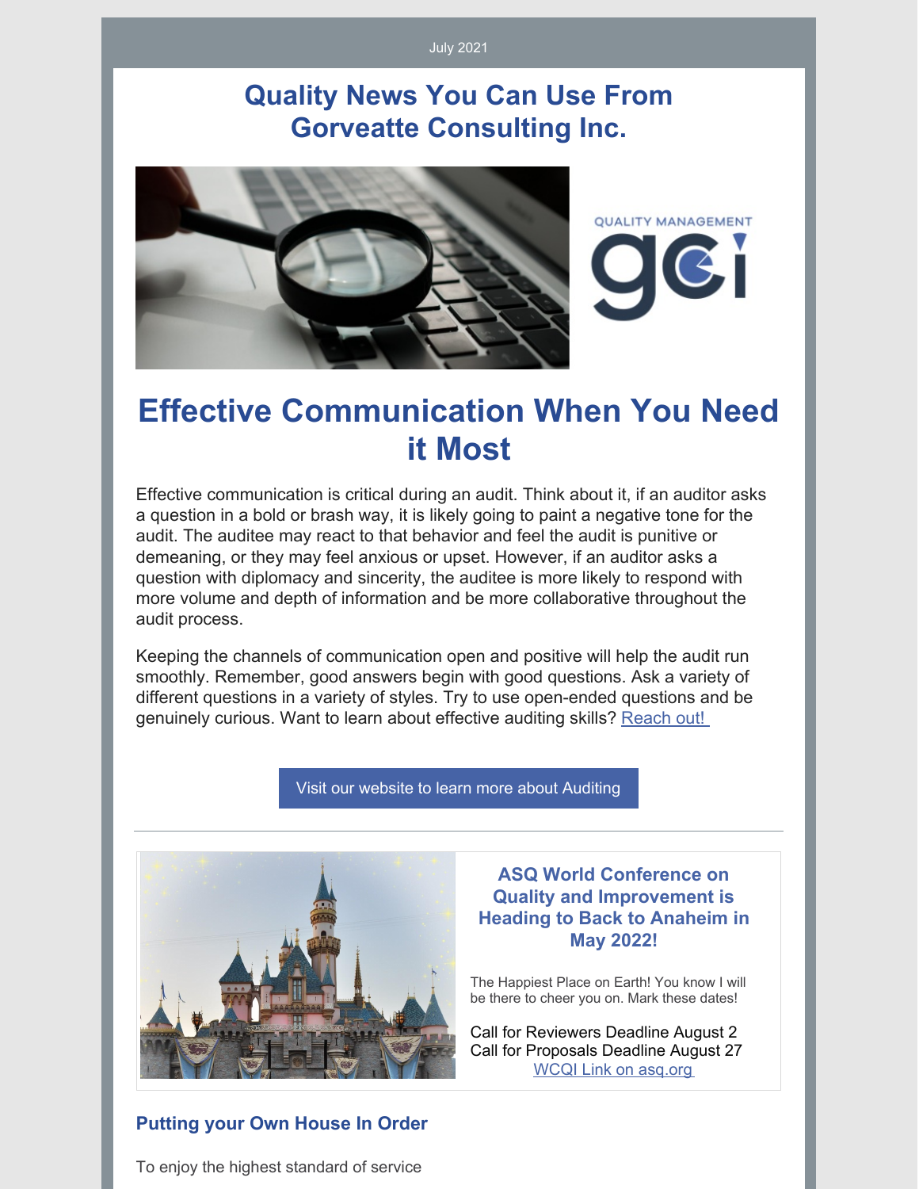July 2021

# Quality News You Can Use From Gorveatte Consulting Inc.

QUALITY MANAGEMENT

gci

## Effective Communication When You Need it Most

Effective communication is critical during an audit. Think about it, if an auditor asks a question in a bold or brash way, it is likely going to paint a negative tone for the audit. The auditee may react to that behavior and feel the audit is punitive or demeaning, or they may feel anxious or upset. However, if an auditor asks a question with diplomacy and sincerity, the auditee is more likely to respond with more volume and depth of information and be more collaborative throughout the audit process.

Keeping the channels of communication open and positive will help the audit run smoothly. Remember, good answers begin with good questions. Ask a variety of different questions in a variety of styles. Try to use open-ended questions and be genuinely curious. Want to learn about effective auditing skills? Reach out!

Visit our website to learn more about Auditing

---

### ASQ World Conference on Quality and Improvement is Heading to Back to Anaheim in May 2022!

The Happiest Place on Earth! You know I will be there to cheer you on. Mark these dates!

Call for Reviewers Deadline August 2
Call for Proposals Deadline August 27
WCQI Link on asq.org

### Putting your Own House In Order

To enjoy the highest standard of service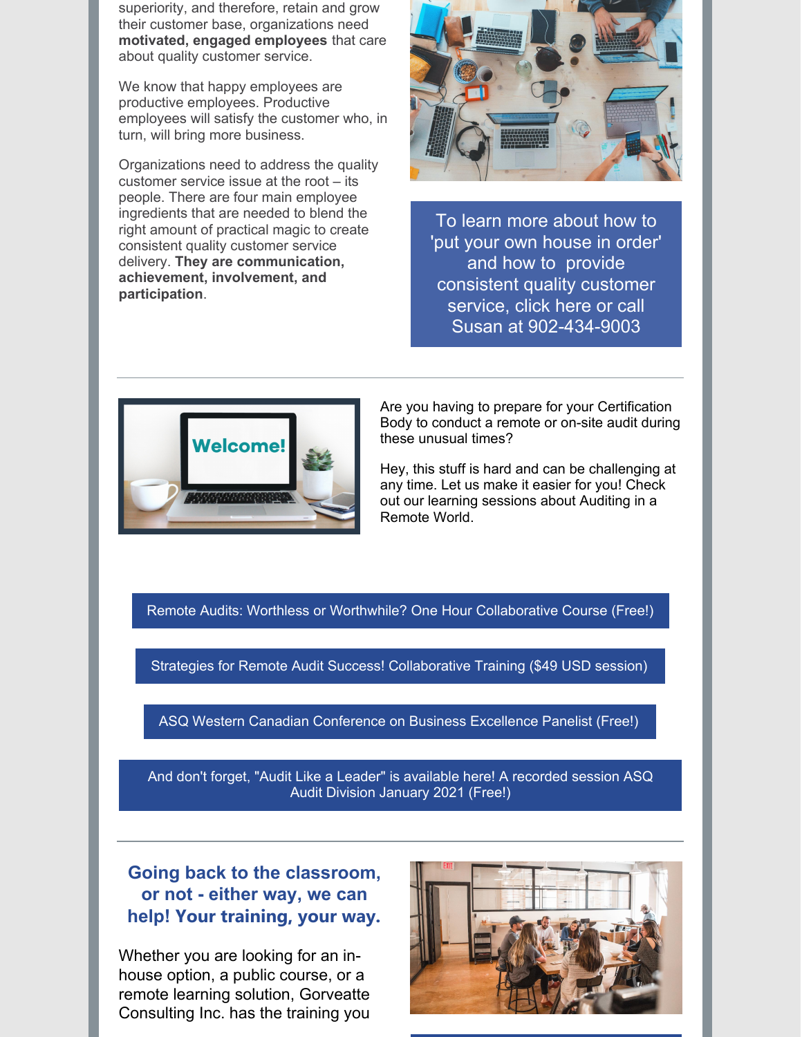superiority, and therefore, retain and grow their customer base, organizations need **motivated, engaged employees** that care about quality customer service.

We know that happy employees are productive employees. Productive employees will satisfy the customer who, in turn, will bring more business.

Organizations need to address the quality customer service issue at the root – its people. There are four main employee ingredients that are needed to blend the right amount of practical magic to create consistent quality customer service delivery. **They are communication, achievement, involvement, and participation**.

To learn more about how to 'put your own house in order' and how to provide consistent quality customer service, click here or call Susan at 902-434-9003

---

Are you having to prepare for your Certification Body to conduct a remote or on-site audit during these unusual times?

Hey, this stuff is hard and can be challenging at any time. Let us make it easier for you! Check out our learning sessions about Auditing in a Remote World.

Remote Audits: Worthless or Worthwhile? One Hour Collaborative Course (Free!)

Strategies for Remote Audit Success! Collaborative Training ($49 USD session)

ASQ Western Canadian Conference on Business Excellence Panelist (Free!)

And don't forget, "Audit Like a Leader" is available here! A recorded session ASQ Audit Division January 2021 (Free!)

---

## Going back to the classroom, or not - either way, we can help! Your training, your way.

Whether you are looking for an in-house option, a public course, or a remote learning solution, Gorveatte Consulting Inc. has the training you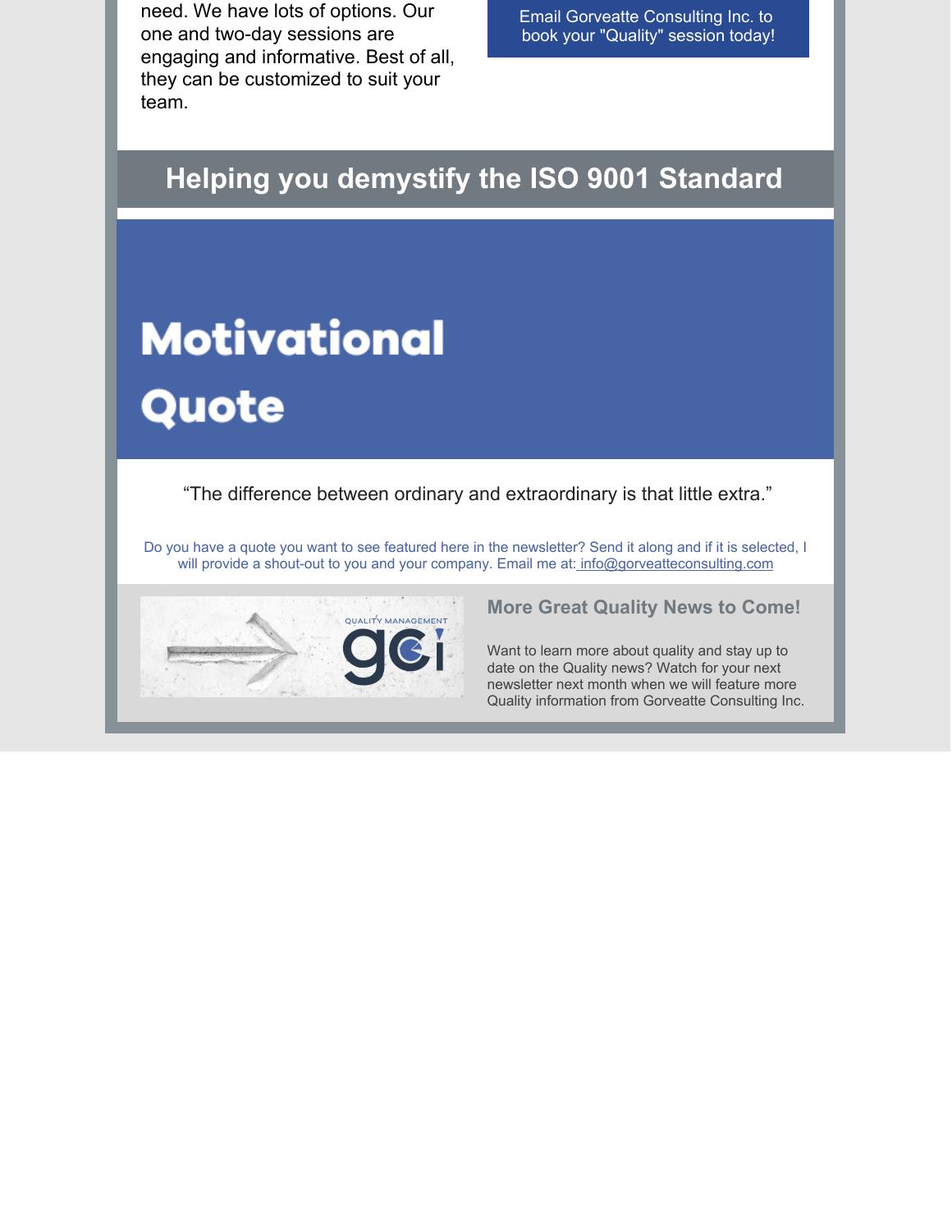need. We have lots of options. Our one and two-day sessions are engaging and informative. Best of all, they can be customized to suit your team.

Email Gorveatte Consulting Inc. to book your "Quality" session today!

## Helping you demystify the ISO 9001 Standard

# Motivational Quote

"The difference between ordinary and extraordinary is that little extra."

Do you have a quote you want to see featured here in the newsletter? Send it along and if it is selected, I will provide a shout-out to you and your company. Email me at: info@gorveatteconsulting.com

### More Great Quality News to Come!

Want to learn more about quality and stay up to date on the Quality news? Watch for your next newsletter next month when we will feature more Quality information from Gorveatte Consulting Inc.